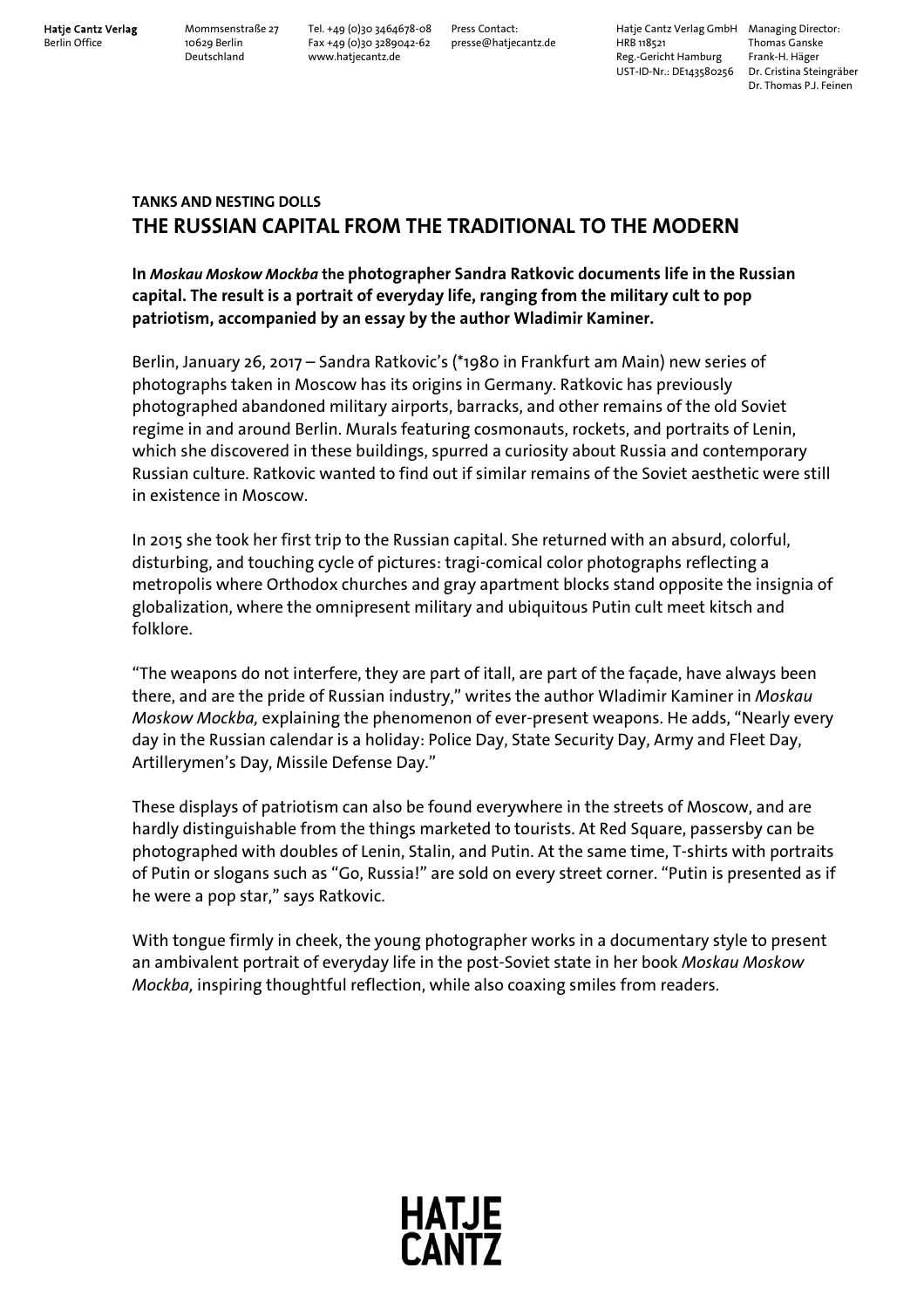**Hatje Cantz Verlag**
Berlin Office

Mommsenstraße 27
10629 Berlin
Deutschland

Tel. +49 (0)30 3464678-08
Fax +49 (0)30 3289042-62
www.hatjecantz.de

Press Contact:
presse@hatjecantz.de

Hatje Cantz Verlag GmbH
HRB 118521
Reg.-Gericht Hamburg
UST-ID-Nr.: DE143580256

Managing Director:
Thomas Ganske
Frank-H. Häger
Dr. Cristina Steingräber
Dr. Thomas P.J. Feinen

**TANKS AND NESTING DOLLS**

## THE RUSSIAN CAPITAL FROM THE TRADITIONAL TO THE MODERN

**In *Moskau Moskow Mockba* the photographer Sandra Ratkovic documents life in the Russian capital. The result is a portrait of everyday life, ranging from the military cult to pop patriotism, accompanied by an essay by the author Wladimir Kaminer.**

Berlin, January 26, 2017 – Sandra Ratkovic's (*1980 in Frankfurt am Main) new series of photographs taken in Moscow has its origins in Germany. Ratkovic has previously photographed abandoned military airports, barracks, and other remains of the old Soviet regime in and around Berlin. Murals featuring cosmonauts, rockets, and portraits of Lenin, which she discovered in these buildings, spurred a curiosity about Russia and contemporary Russian culture. Ratkovic wanted to find out if similar remains of the Soviet aesthetic were still in existence in Moscow.

In 2015 she took her first trip to the Russian capital. She returned with an absurd, colorful, disturbing, and touching cycle of pictures: tragi-comical color photographs reflecting a metropolis where Orthodox churches and gray apartment blocks stand opposite the insignia of globalization, where the omnipresent military and ubiquitous Putin cult meet kitsch and folklore.

"The weapons do not interfere, they are part of itall, are part of the façade, have always been there, and are the pride of Russian industry," writes the author Wladimir Kaminer in *Moskau Moskow Mockba,* explaining the phenomenon of ever-present weapons. He adds, "Nearly every day in the Russian calendar is a holiday: Police Day, State Security Day, Army and Fleet Day, Artillerymen's Day, Missile Defense Day."

These displays of patriotism can also be found everywhere in the streets of Moscow, and are hardly distinguishable from the things marketed to tourists. At Red Square, passersby can be photographed with doubles of Lenin, Stalin, and Putin. At the same time, T-shirts with portraits of Putin or slogans such as "Go, Russia!" are sold on every street corner. "Putin is presented as if he were a pop star," says Ratkovic.

With tongue firmly in cheek, the young photographer works in a documentary style to present an ambivalent portrait of everyday life in the post-Soviet state in her book *Moskau Moskow Mockba,* inspiring thoughtful reflection, while also coaxing smiles from readers.

HATJE CANTZ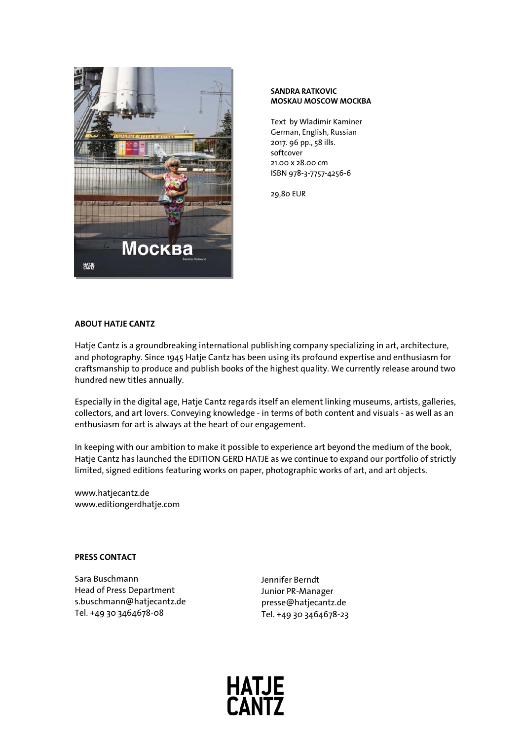**SANDRA RATKOVIC**
**MOSKAU MOSCOW MOCKBA**

Text by Wladimir Kaminer
German, English, Russian
2017. 96 pp., 58 ills.
softcover
21.00 x 28.00 cm
ISBN 978-3-7757-4256-6

29,80 EUR

## ABOUT HATJE CANTZ

Hatje Cantz is a groundbreaking international publishing company specializing in art, architecture, and photography. Since 1945 Hatje Cantz has been using its profound expertise and enthusiasm for craftsmanship to produce and publish books of the highest quality. We currently release around two hundred new titles annually.

Especially in the digital age, Hatje Cantz regards itself an element linking museums, artists, galleries, collectors, and art lovers. Conveying knowledge - in terms of both content and visuals - as well as an enthusiasm for art is always at the heart of our engagement.

In keeping with our ambition to make it possible to experience art beyond the medium of the book, Hatje Cantz has launched the EDITION GERD HATJE as we continue to expand our portfolio of strictly limited, signed editions featuring works on paper, photographic works of art, and art objects.

www.hatjecantz.de
www.editiongerdhatje.com

## PRESS CONTACT

Sara Buschmann
Head of Press Department
s.buschmann@hatjecantz.de
Tel. +49 30 3464678-08

Jennifer Berndt
Junior PR-Manager
presse@hatjecantz.de
Tel. +49 30 3464678-23

HATJE CANTZ